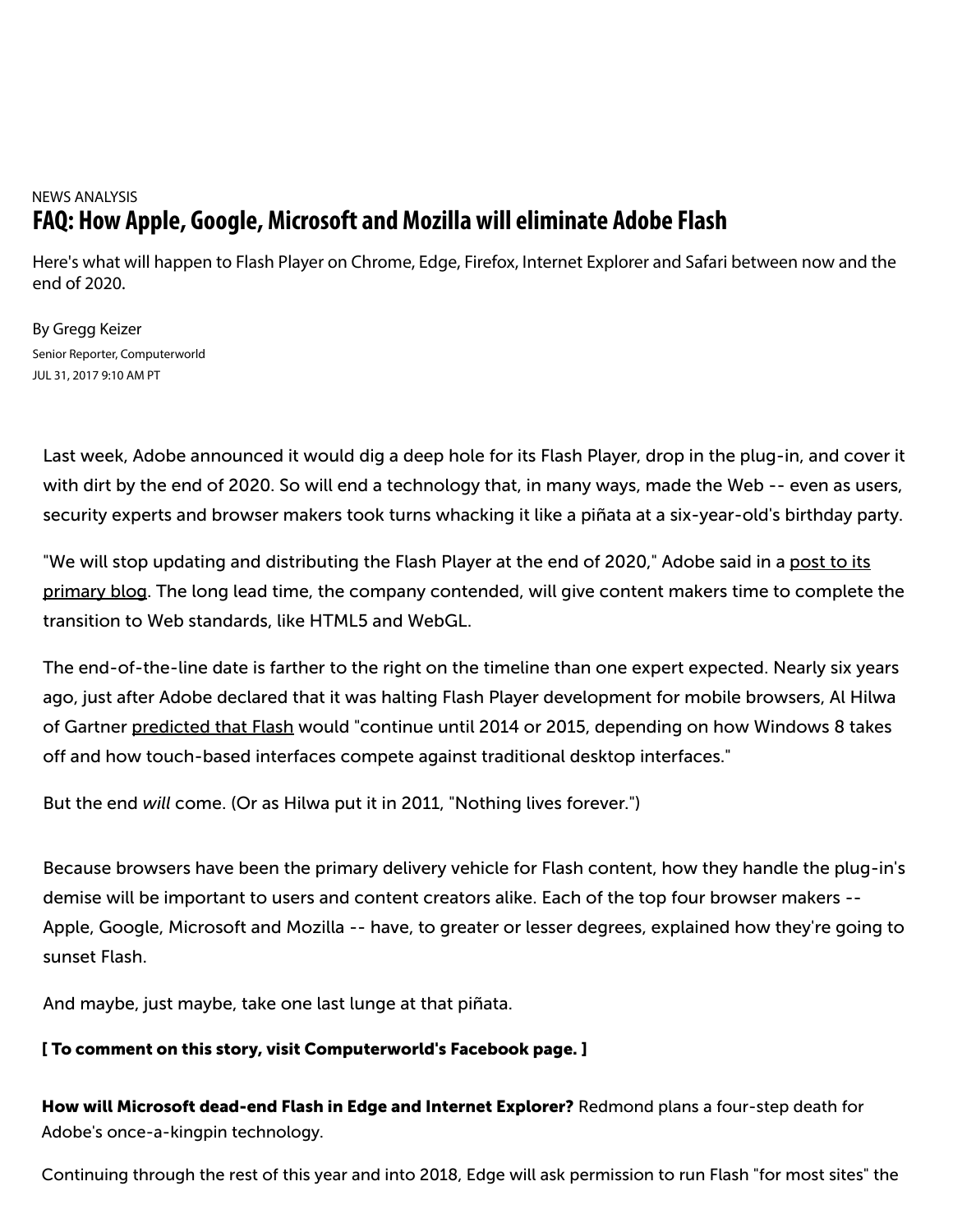NEWS ANALYSIS

# FAQ: How Apple, Google, Microsoft and Mozilla will eliminate Adobe Flash

Here's what will happen to Flash Player on Chrome, Edge, Firefox, Internet Explorer and Safari between now and the end of 2020.

By Gregg Keizer

Senior Reporter, Computerworld

JUL 31, 2017 9:10 AM PT

Last week, Adobe announced it would dig a deep hole for its Flash Player, drop in the plug-in, and cover it with dirt by the end of 2020. So will end a technology that, in many ways, made the Web -- even as users, security experts and browser makers took turns whacking it like a piñata at a six-year-old's birthday party.

"We will stop updating and distributing the Flash Player at the end of 2020," Adobe said in a post to its primary blog. The long lead time, the company contended, will give content makers time to complete the transition to Web standards, like HTML5 and WebGL.

The end-of-the-line date is farther to the right on the timeline than one expert expected. Nearly six years ago, just after Adobe declared that it was halting Flash Player development for mobile browsers, Al Hilwa of Gartner predicted that Flash would "continue until 2014 or 2015, depending on how Windows 8 takes off and how touch-based interfaces compete against traditional desktop interfaces."

But the end *will* come. (Or as Hilwa put it in 2011, "Nothing lives forever.")

Because browsers have been the primary delivery vehicle for Flash content, how they handle the plug-in's demise will be important to users and content creators alike. Each of the top four browser makers -- Apple, Google, Microsoft and Mozilla -- have, to greater or lesser degrees, explained how they're going to sunset Flash.

And maybe, just maybe, take one last lunge at that piñata.

**[ To comment on this story, visit Computerworld's Facebook page. ]**

**How will Microsoft dead-end Flash in Edge and Internet Explorer?** Redmond plans a four-step death for Adobe's once-a-kingpin technology.

Continuing through the rest of this year and into 2018, Edge will ask permission to run Flash "for most sites" the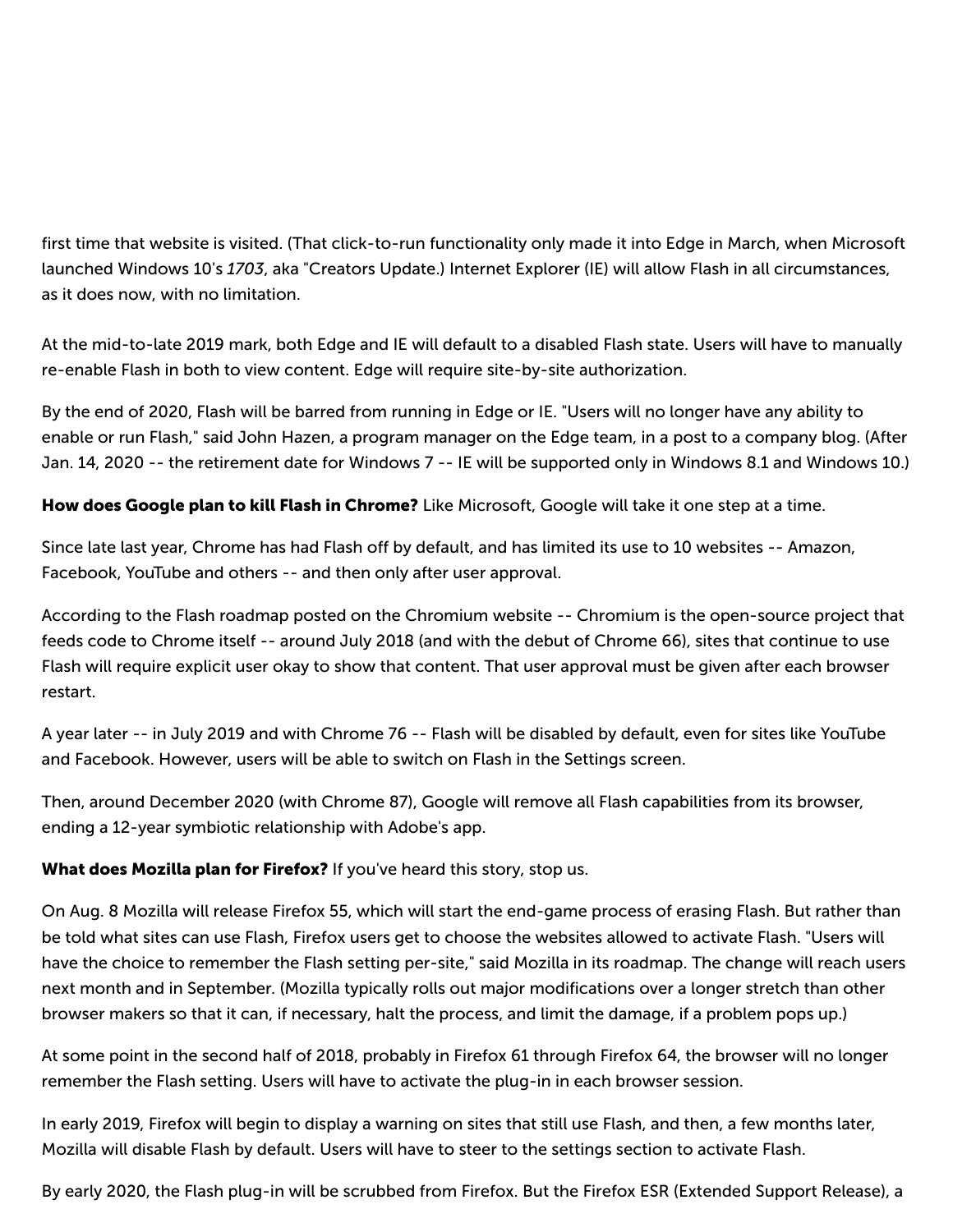first time that website is visited. (That click-to-run functionality only made it into Edge in March, when Microsoft launched Windows 10's *1703*, aka "Creators Update.) Internet Explorer (IE) will allow Flash in all circumstances, as it does now, with no limitation.

At the mid-to-late 2019 mark, both Edge and IE will default to a disabled Flash state. Users will have to manually re-enable Flash in both to view content. Edge will require site-by-site authorization.

By the end of 2020, Flash will be barred from running in Edge or IE. "Users will no longer have any ability to enable or run Flash," said John Hazen, a program manager on the Edge team, in a post to a company blog. (After Jan. 14, 2020 -- the retirement date for Windows 7 -- IE will be supported only in Windows 8.1 and Windows 10.)

**How does Google plan to kill Flash in Chrome?** Like Microsoft, Google will take it one step at a time.

Since late last year, Chrome has had Flash off by default, and has limited its use to 10 websites -- Amazon, Facebook, YouTube and others -- and then only after user approval.

According to the Flash roadmap posted on the Chromium website -- Chromium is the open-source project that feeds code to Chrome itself -- around July 2018 (and with the debut of Chrome 66), sites that continue to use Flash will require explicit user okay to show that content. That user approval must be given after each browser restart.

A year later -- in July 2019 and with Chrome 76 -- Flash will be disabled by default, even for sites like YouTube and Facebook. However, users will be able to switch on Flash in the Settings screen.

Then, around December 2020 (with Chrome 87), Google will remove all Flash capabilities from its browser, ending a 12-year symbiotic relationship with Adobe's app.

**What does Mozilla plan for Firefox?** If you've heard this story, stop us.

On Aug. 8 Mozilla will release Firefox 55, which will start the end-game process of erasing Flash. But rather than be told what sites can use Flash, Firefox users get to choose the websites allowed to activate Flash. "Users will have the choice to remember the Flash setting per-site," said Mozilla in its roadmap. The change will reach users next month and in September. (Mozilla typically rolls out major modifications over a longer stretch than other browser makers so that it can, if necessary, halt the process, and limit the damage, if a problem pops up.)

At some point in the second half of 2018, probably in Firefox 61 through Firefox 64, the browser will no longer remember the Flash setting. Users will have to activate the plug-in in each browser session.

In early 2019, Firefox will begin to display a warning on sites that still use Flash, and then, a few months later, Mozilla will disable Flash by default. Users will have to steer to the settings section to activate Flash.

By early 2020, the Flash plug-in will be scrubbed from Firefox. But the Firefox ESR (Extended Support Release), a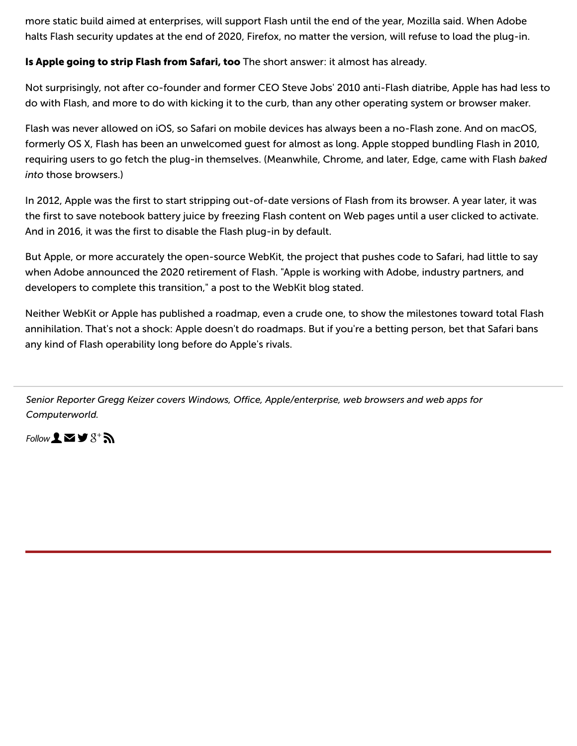more static build aimed at enterprises, will support Flash until the end of the year, Mozilla said. When Adobe halts Flash security updates at the end of 2020, Firefox, no matter the version, will refuse to load the plug-in.

**Is Apple going to strip Flash from Safari, too** The short answer: it almost has already.

Not surprisingly, not after co-founder and former CEO Steve Jobs' 2010 anti-Flash diatribe, Apple has had less to do with Flash, and more to do with kicking it to the curb, than any other operating system or browser maker.

Flash was never allowed on iOS, so Safari on mobile devices has always been a no-Flash zone. And on macOS, formerly OS X, Flash has been an unwelcomed guest for almost as long. Apple stopped bundling Flash in 2010, requiring users to go fetch the plug-in themselves. (Meanwhile, Chrome, and later, Edge, came with Flash *baked into* those browsers.)

In 2012, Apple was the first to start stripping out-of-date versions of Flash from its browser. A year later, it was the first to save notebook battery juice by freezing Flash content on Web pages until a user clicked to activate. And in 2016, it was the first to disable the Flash plug-in by default.

But Apple, or more accurately the open-source WebKit, the project that pushes code to Safari, had little to say when Adobe announced the 2020 retirement of Flash. "Apple is working with Adobe, industry partners, and developers to complete this transition," a post to the WebKit blog stated.

Neither WebKit or Apple has published a roadmap, even a crude one, to show the milestones toward total Flash annihilation. That's not a shock: Apple doesn't do roadmaps. But if you're a betting person, bet that Safari bans any kind of Flash operability long before do Apple's rivals.

---

*Senior Reporter Gregg Keizer covers Windows, Office, Apple/enterprise, web browsers and web apps for Computerworld.*

*Follow*